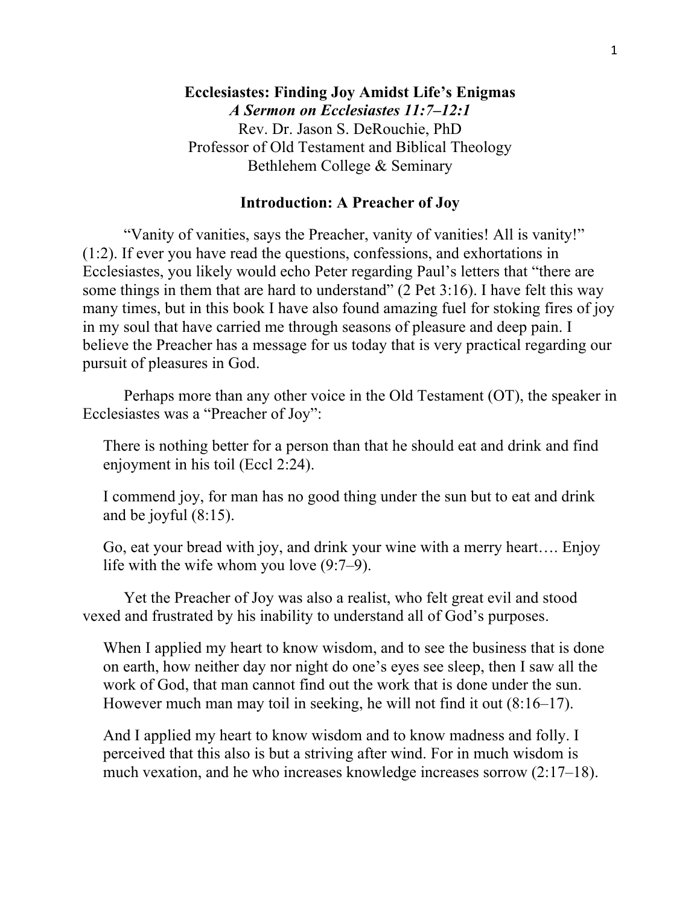# Ecclesiastes: Finding Joy Amidst Life's Enigmas

***A Sermon on Ecclesiastes 11:7–12:1***

Rev. Dr. Jason S. DeRouchie, PhD
Professor of Old Testament and Biblical Theology
Bethlehem College & Seminary

## Introduction: A Preacher of Joy

"Vanity of vanities, says the Preacher, vanity of vanities! All is vanity!" (1:2). If ever you have read the questions, confessions, and exhortations in Ecclesiastes, you likely would echo Peter regarding Paul's letters that "there are some things in them that are hard to understand" (2 Pet 3:16). I have felt this way many times, but in this book I have also found amazing fuel for stoking fires of joy in my soul that have carried me through seasons of pleasure and deep pain. I believe the Preacher has a message for us today that is very practical regarding our pursuit of pleasures in God.

Perhaps more than any other voice in the Old Testament (OT), the speaker in Ecclesiastes was a "Preacher of Joy":

> There is nothing better for a person than that he should eat and drink and find enjoyment in his toil (Eccl 2:24).
>
> I commend joy, for man has no good thing under the sun but to eat and drink and be joyful (8:15).
>
> Go, eat your bread with joy, and drink your wine with a merry heart…. Enjoy life with the wife whom you love (9:7–9).

Yet the Preacher of Joy was also a realist, who felt great evil and stood vexed and frustrated by his inability to understand all of God's purposes.

> When I applied my heart to know wisdom, and to see the business that is done on earth, how neither day nor night do one's eyes see sleep, then I saw all the work of God, that man cannot find out the work that is done under the sun. However much man may toil in seeking, he will not find it out (8:16–17).
>
> And I applied my heart to know wisdom and to know madness and folly. I perceived that this also is but a striving after wind. For in much wisdom is much vexation, and he who increases knowledge increases sorrow (2:17–18).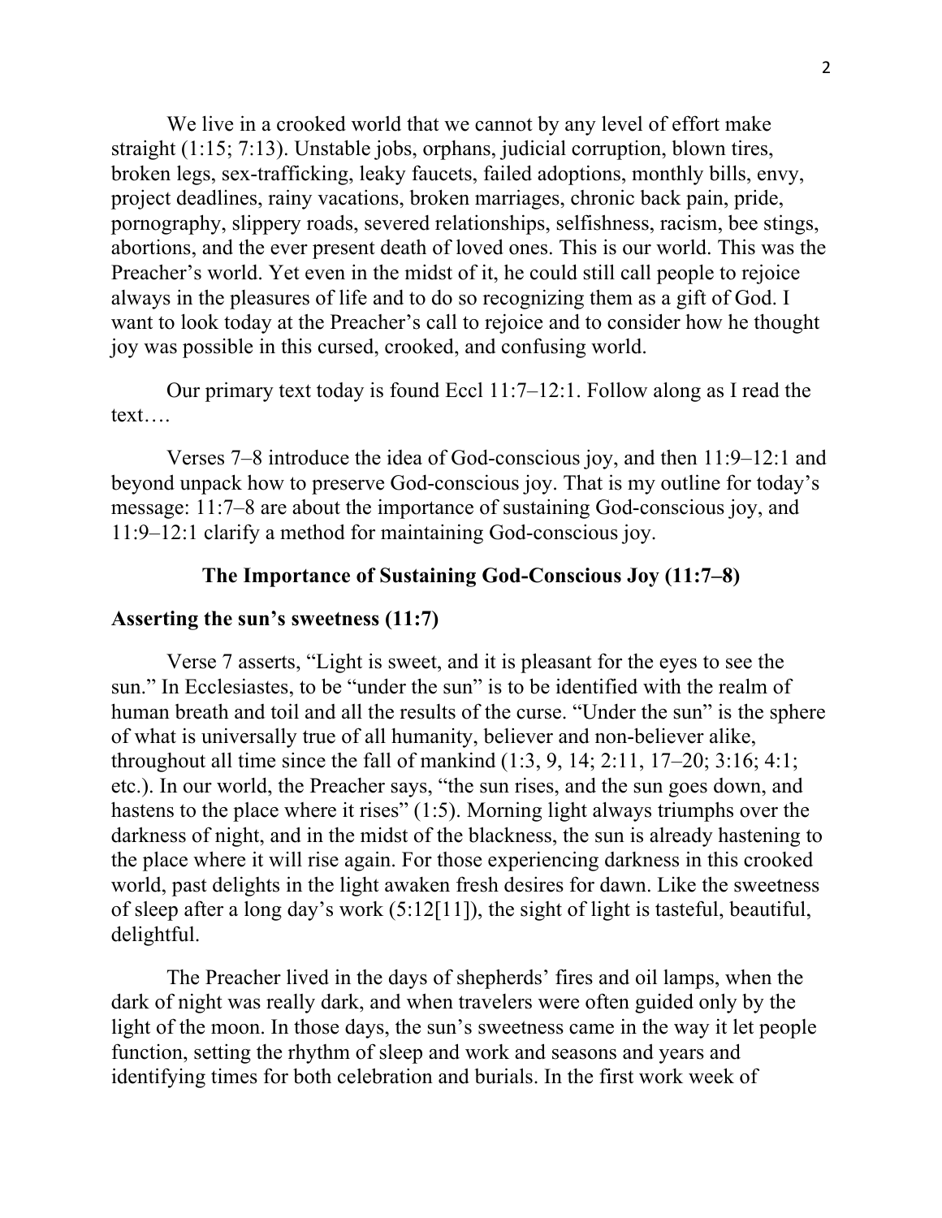We live in a crooked world that we cannot by any level of effort make straight (1:15; 7:13). Unstable jobs, orphans, judicial corruption, blown tires, broken legs, sex-trafficking, leaky faucets, failed adoptions, monthly bills, envy, project deadlines, rainy vacations, broken marriages, chronic back pain, pride, pornography, slippery roads, severed relationships, selfishness, racism, bee stings, abortions, and the ever present death of loved ones. This is our world. This was the Preacher's world. Yet even in the midst of it, he could still call people to rejoice always in the pleasures of life and to do so recognizing them as a gift of God. I want to look today at the Preacher's call to rejoice and to consider how he thought joy was possible in this cursed, crooked, and confusing world.

Our primary text today is found Eccl 11:7–12:1. Follow along as I read the text….

Verses 7–8 introduce the idea of God-conscious joy, and then 11:9–12:1 and beyond unpack how to preserve God-conscious joy. That is my outline for today's message: 11:7–8 are about the importance of sustaining God-conscious joy, and 11:9–12:1 clarify a method for maintaining God-conscious joy.

## The Importance of Sustaining God-Conscious Joy (11:7–8)

### Asserting the sun's sweetness (11:7)

Verse 7 asserts, "Light is sweet, and it is pleasant for the eyes to see the sun." In Ecclesiastes, to be "under the sun" is to be identified with the realm of human breath and toil and all the results of the curse. "Under the sun" is the sphere of what is universally true of all humanity, believer and non-believer alike, throughout all time since the fall of mankind (1:3, 9, 14; 2:11, 17–20; 3:16; 4:1; etc.). In our world, the Preacher says, "the sun rises, and the sun goes down, and hastens to the place where it rises" (1:5). Morning light always triumphs over the darkness of night, and in the midst of the blackness, the sun is already hastening to the place where it will rise again. For those experiencing darkness in this crooked world, past delights in the light awaken fresh desires for dawn. Like the sweetness of sleep after a long day's work (5:12[11]), the sight of light is tasteful, beautiful, delightful.

The Preacher lived in the days of shepherds' fires and oil lamps, when the dark of night was really dark, and when travelers were often guided only by the light of the moon. In those days, the sun's sweetness came in the way it let people function, setting the rhythm of sleep and work and seasons and years and identifying times for both celebration and burials. In the first work week of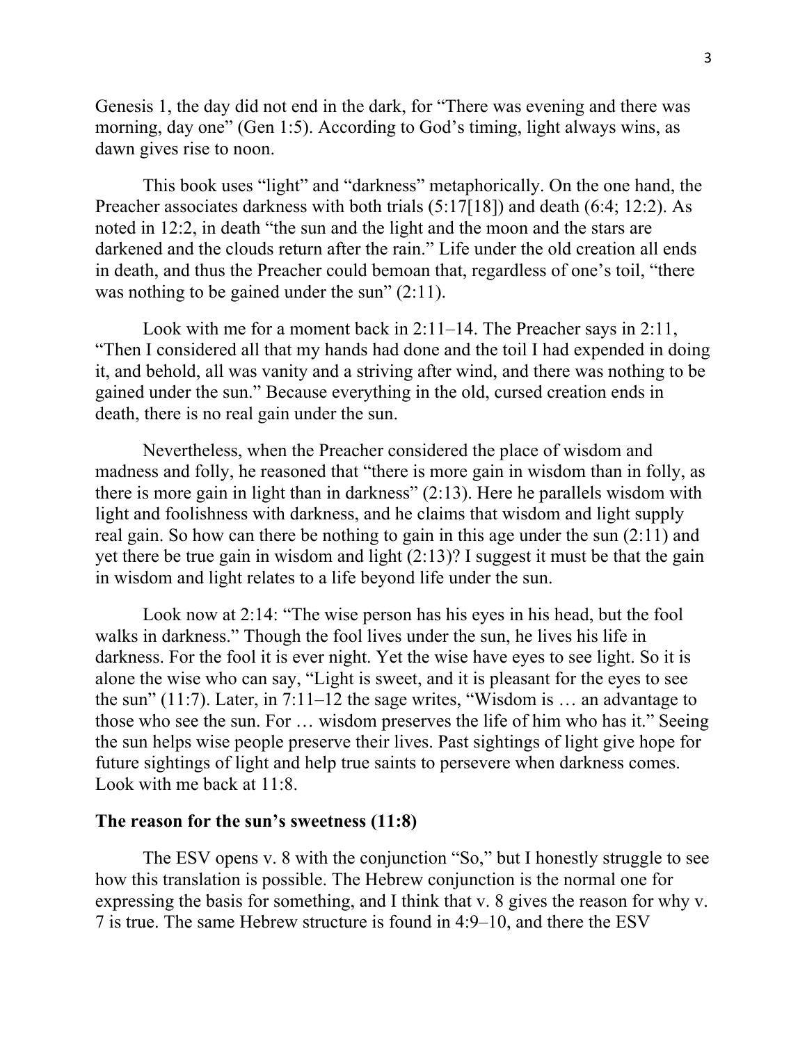Genesis 1, the day did not end in the dark, for "There was evening and there was morning, day one" (Gen 1:5). According to God's timing, light always wins, as dawn gives rise to noon.

This book uses "light" and "darkness" metaphorically. On the one hand, the Preacher associates darkness with both trials (5:17[18]) and death (6:4; 12:2). As noted in 12:2, in death "the sun and the light and the moon and the stars are darkened and the clouds return after the rain." Life under the old creation all ends in death, and thus the Preacher could bemoan that, regardless of one's toil, "there was nothing to be gained under the sun" (2:11).

Look with me for a moment back in 2:11–14. The Preacher says in 2:11, "Then I considered all that my hands had done and the toil I had expended in doing it, and behold, all was vanity and a striving after wind, and there was nothing to be gained under the sun." Because everything in the old, cursed creation ends in death, there is no real gain under the sun.

Nevertheless, when the Preacher considered the place of wisdom and madness and folly, he reasoned that "there is more gain in wisdom than in folly, as there is more gain in light than in darkness" (2:13). Here he parallels wisdom with light and foolishness with darkness, and he claims that wisdom and light supply real gain. So how can there be nothing to gain in this age under the sun (2:11) and yet there be true gain in wisdom and light (2:13)? I suggest it must be that the gain in wisdom and light relates to a life beyond life under the sun.

Look now at 2:14: "The wise person has his eyes in his head, but the fool walks in darkness." Though the fool lives under the sun, he lives his life in darkness. For the fool it is ever night. Yet the wise have eyes to see light. So it is alone the wise who can say, "Light is sweet, and it is pleasant for the eyes to see the sun" (11:7). Later, in 7:11–12 the sage writes, "Wisdom is … an advantage to those who see the sun. For … wisdom preserves the life of him who has it." Seeing the sun helps wise people preserve their lives. Past sightings of light give hope for future sightings of light and help true saints to persevere when darkness comes. Look with me back at 11:8.

### The reason for the sun's sweetness (11:8)

The ESV opens v. 8 with the conjunction "So," but I honestly struggle to see how this translation is possible. The Hebrew conjunction is the normal one for expressing the basis for something, and I think that v. 8 gives the reason for why v. 7 is true. The same Hebrew structure is found in 4:9–10, and there the ESV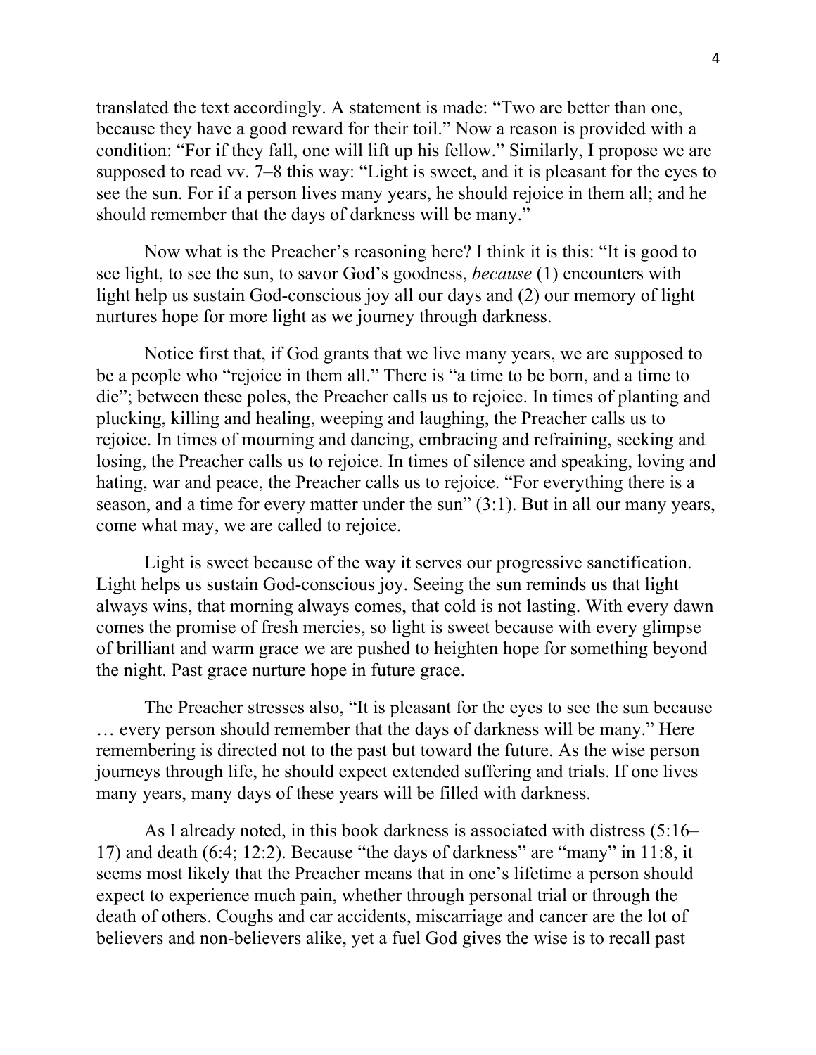translated the text accordingly. A statement is made: "Two are better than one, because they have a good reward for their toil." Now a reason is provided with a condition: "For if they fall, one will lift up his fellow." Similarly, I propose we are supposed to read vv. 7–8 this way: "Light is sweet, and it is pleasant for the eyes to see the sun. For if a person lives many years, he should rejoice in them all; and he should remember that the days of darkness will be many."

Now what is the Preacher's reasoning here? I think it is this: "It is good to see light, to see the sun, to savor God's goodness, *because* (1) encounters with light help us sustain God-conscious joy all our days and (2) our memory of light nurtures hope for more light as we journey through darkness.

Notice first that, if God grants that we live many years, we are supposed to be a people who "rejoice in them all." There is "a time to be born, and a time to die"; between these poles, the Preacher calls us to rejoice. In times of planting and plucking, killing and healing, weeping and laughing, the Preacher calls us to rejoice. In times of mourning and dancing, embracing and refraining, seeking and losing, the Preacher calls us to rejoice. In times of silence and speaking, loving and hating, war and peace, the Preacher calls us to rejoice. "For everything there is a season, and a time for every matter under the sun" (3:1). But in all our many years, come what may, we are called to rejoice.

Light is sweet because of the way it serves our progressive sanctification. Light helps us sustain God-conscious joy. Seeing the sun reminds us that light always wins, that morning always comes, that cold is not lasting. With every dawn comes the promise of fresh mercies, so light is sweet because with every glimpse of brilliant and warm grace we are pushed to heighten hope for something beyond the night. Past grace nurture hope in future grace.

The Preacher stresses also, "It is pleasant for the eyes to see the sun because … every person should remember that the days of darkness will be many." Here remembering is directed not to the past but toward the future. As the wise person journeys through life, he should expect extended suffering and trials. If one lives many years, many days of these years will be filled with darkness.

As I already noted, in this book darkness is associated with distress (5:16–17) and death (6:4; 12:2). Because "the days of darkness" are "many" in 11:8, it seems most likely that the Preacher means that in one's lifetime a person should expect to experience much pain, whether through personal trial or through the death of others. Coughs and car accidents, miscarriage and cancer are the lot of believers and non-believers alike, yet a fuel God gives the wise is to recall past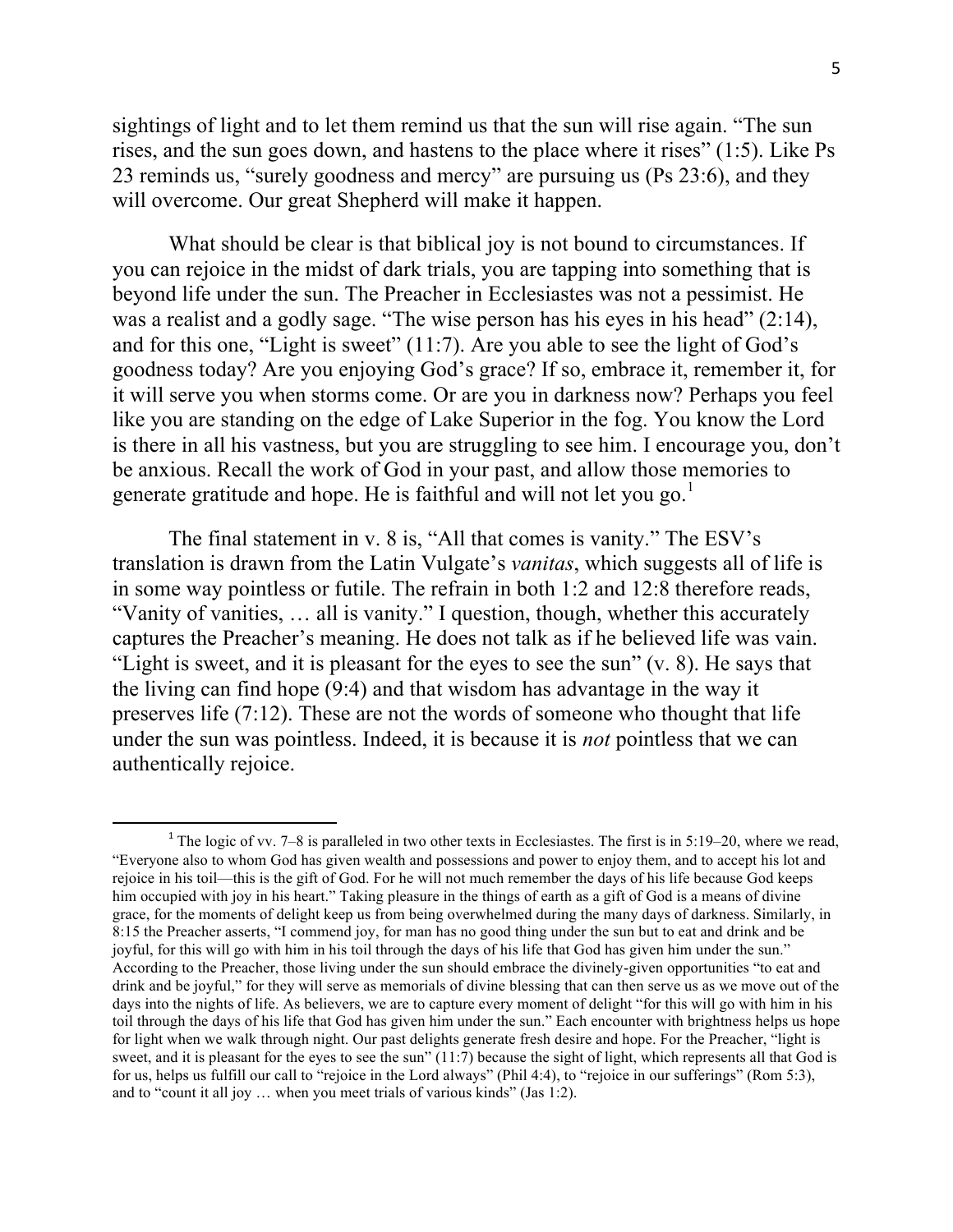sightings of light and to let them remind us that the sun will rise again. "The sun rises, and the sun goes down, and hastens to the place where it rises" (1:5). Like Ps 23 reminds us, "surely goodness and mercy" are pursuing us (Ps 23:6), and they will overcome. Our great Shepherd will make it happen.

What should be clear is that biblical joy is not bound to circumstances. If you can rejoice in the midst of dark trials, you are tapping into something that is beyond life under the sun. The Preacher in Ecclesiastes was not a pessimist. He was a realist and a godly sage. "The wise person has his eyes in his head" (2:14), and for this one, "Light is sweet" (11:7). Are you able to see the light of God's goodness today? Are you enjoying God's grace? If so, embrace it, remember it, for it will serve you when storms come. Or are you in darkness now? Perhaps you feel like you are standing on the edge of Lake Superior in the fog. You know the Lord is there in all his vastness, but you are struggling to see him. I encourage you, don't be anxious. Recall the work of God in your past, and allow those memories to generate gratitude and hope. He is faithful and will not let you go.[1]

The final statement in v. 8 is, "All that comes is vanity." The ESV's translation is drawn from the Latin Vulgate's *vanitas*, which suggests all of life is in some way pointless or futile. The refrain in both 1:2 and 12:8 therefore reads, "Vanity of vanities, … all is vanity." I question, though, whether this accurately captures the Preacher's meaning. He does not talk as if he believed life was vain. "Light is sweet, and it is pleasant for the eyes to see the sun" (v. 8). He says that the living can find hope (9:4) and that wisdom has advantage in the way it preserves life (7:12). These are not the words of someone who thought that life under the sun was pointless. Indeed, it is because it is *not* pointless that we can authentically rejoice.

---

[1] The logic of vv. 7–8 is paralleled in two other texts in Ecclesiastes. The first is in 5:19–20, where we read, "Everyone also to whom God has given wealth and possessions and power to enjoy them, and to accept his lot and rejoice in his toil—this is the gift of God. For he will not much remember the days of his life because God keeps him occupied with joy in his heart." Taking pleasure in the things of earth as a gift of God is a means of divine grace, for the moments of delight keep us from being overwhelmed during the many days of darkness. Similarly, in 8:15 the Preacher asserts, "I commend joy, for man has no good thing under the sun but to eat and drink and be joyful, for this will go with him in his toil through the days of his life that God has given him under the sun." According to the Preacher, those living under the sun should embrace the divinely-given opportunities "to eat and drink and be joyful," for they will serve as memorials of divine blessing that can then serve us as we move out of the days into the nights of life. As believers, we are to capture every moment of delight "for this will go with him in his toil through the days of his life that God has given him under the sun." Each encounter with brightness helps us hope for light when we walk through night. Our past delights generate fresh desire and hope. For the Preacher, "light is sweet, and it is pleasant for the eyes to see the sun" (11:7) because the sight of light, which represents all that God is for us, helps us fulfill our call to "rejoice in the Lord always" (Phil 4:4), to "rejoice in our sufferings" (Rom 5:3), and to "count it all joy … when you meet trials of various kinds" (Jas 1:2).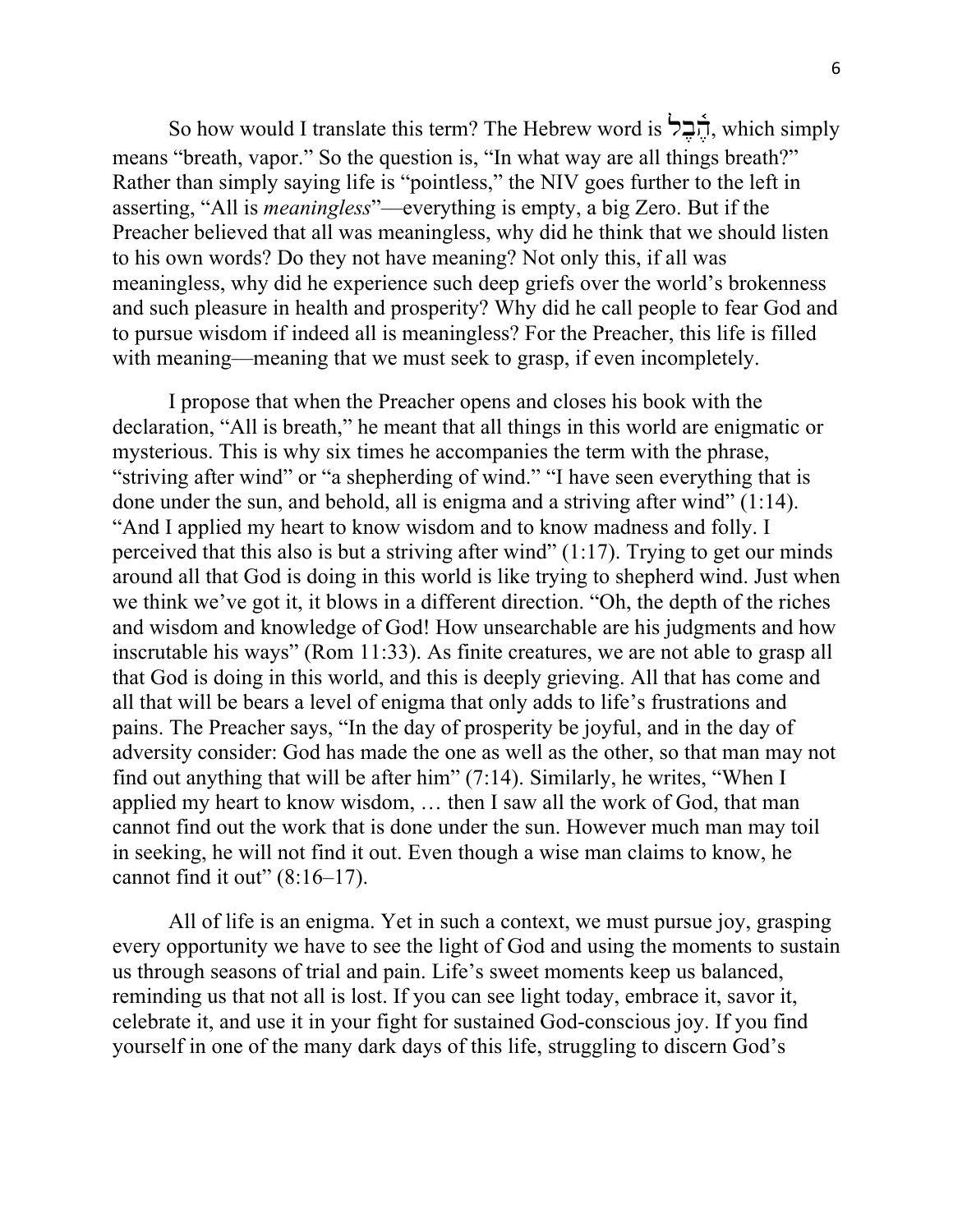So how would I translate this term? The Hebrew word is הֶ֫בֶל, which simply means "breath, vapor." So the question is, "In what way are all things breath?" Rather than simply saying life is "pointless," the NIV goes further to the left in asserting, "All is *meaningless*"—everything is empty, a big Zero. But if the Preacher believed that all was meaningless, why did he think that we should listen to his own words? Do they not have meaning? Not only this, if all was meaningless, why did he experience such deep griefs over the world's brokenness and such pleasure in health and prosperity? Why did he call people to fear God and to pursue wisdom if indeed all is meaningless? For the Preacher, this life is filled with meaning—meaning that we must seek to grasp, if even incompletely.

I propose that when the Preacher opens and closes his book with the declaration, "All is breath," he meant that all things in this world are enigmatic or mysterious. This is why six times he accompanies the term with the phrase, "striving after wind" or "a shepherding of wind." "I have seen everything that is done under the sun, and behold, all is enigma and a striving after wind" (1:14). "And I applied my heart to know wisdom and to know madness and folly. I perceived that this also is but a striving after wind" (1:17). Trying to get our minds around all that God is doing in this world is like trying to shepherd wind. Just when we think we've got it, it blows in a different direction. "Oh, the depth of the riches and wisdom and knowledge of God! How unsearchable are his judgments and how inscrutable his ways" (Rom 11:33). As finite creatures, we are not able to grasp all that God is doing in this world, and this is deeply grieving. All that has come and all that will be bears a level of enigma that only adds to life's frustrations and pains. The Preacher says, "In the day of prosperity be joyful, and in the day of adversity consider: God has made the one as well as the other, so that man may not find out anything that will be after him" (7:14). Similarly, he writes, "When I applied my heart to know wisdom, … then I saw all the work of God, that man cannot find out the work that is done under the sun. However much man may toil in seeking, he will not find it out. Even though a wise man claims to know, he cannot find it out" (8:16–17).

All of life is an enigma. Yet in such a context, we must pursue joy, grasping every opportunity we have to see the light of God and using the moments to sustain us through seasons of trial and pain. Life's sweet moments keep us balanced, reminding us that not all is lost. If you can see light today, embrace it, savor it, celebrate it, and use it in your fight for sustained God-conscious joy. If you find yourself in one of the many dark days of this life, struggling to discern God's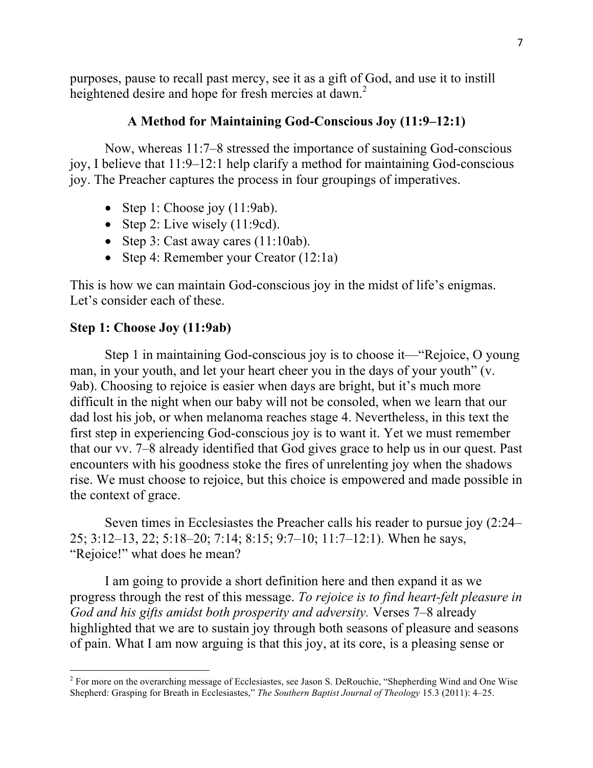purposes, pause to recall past mercy, see it as a gift of God, and use it to instill heightened desire and hope for fresh mercies at dawn.[2]

## A Method for Maintaining God-Conscious Joy (11:9–12:1)

Now, whereas 11:7–8 stressed the importance of sustaining God-conscious joy, I believe that 11:9–12:1 help clarify a method for maintaining God-conscious joy. The Preacher captures the process in four groupings of imperatives.

- Step 1: Choose joy (11:9ab).
- Step 2: Live wisely (11:9cd).
- Step 3: Cast away cares (11:10ab).
- Step 4: Remember your Creator (12:1a)

This is how we can maintain God-conscious joy in the midst of life's enigmas. Let's consider each of these.

### Step 1: Choose Joy (11:9ab)

Step 1 in maintaining God-conscious joy is to choose it—"Rejoice, O young man, in your youth, and let your heart cheer you in the days of your youth" (v. 9ab). Choosing to rejoice is easier when days are bright, but it's much more difficult in the night when our baby will not be consoled, when we learn that our dad lost his job, or when melanoma reaches stage 4. Nevertheless, in this text the first step in experiencing God-conscious joy is to want it. Yet we must remember that our vv. 7–8 already identified that God gives grace to help us in our quest. Past encounters with his goodness stoke the fires of unrelenting joy when the shadows rise. We must choose to rejoice, but this choice is empowered and made possible in the context of grace.

Seven times in Ecclesiastes the Preacher calls his reader to pursue joy (2:24–25; 3:12–13, 22; 5:18–20; 7:14; 8:15; 9:7–10; 11:7–12:1). When he says, "Rejoice!" what does he mean?

I am going to provide a short definition here and then expand it as we progress through the rest of this message. *To rejoice is to find heart-felt pleasure in God and his gifts amidst both prosperity and adversity.* Verses 7–8 already highlighted that we are to sustain joy through both seasons of pleasure and seasons of pain. What I am now arguing is that this joy, at its core, is a pleasing sense or

---

[2] For more on the overarching message of Ecclesiastes, see Jason S. DeRouchie, "Shepherding Wind and One Wise Shepherd: Grasping for Breath in Ecclesiastes," *The Southern Baptist Journal of Theology* 15.3 (2011): 4–25.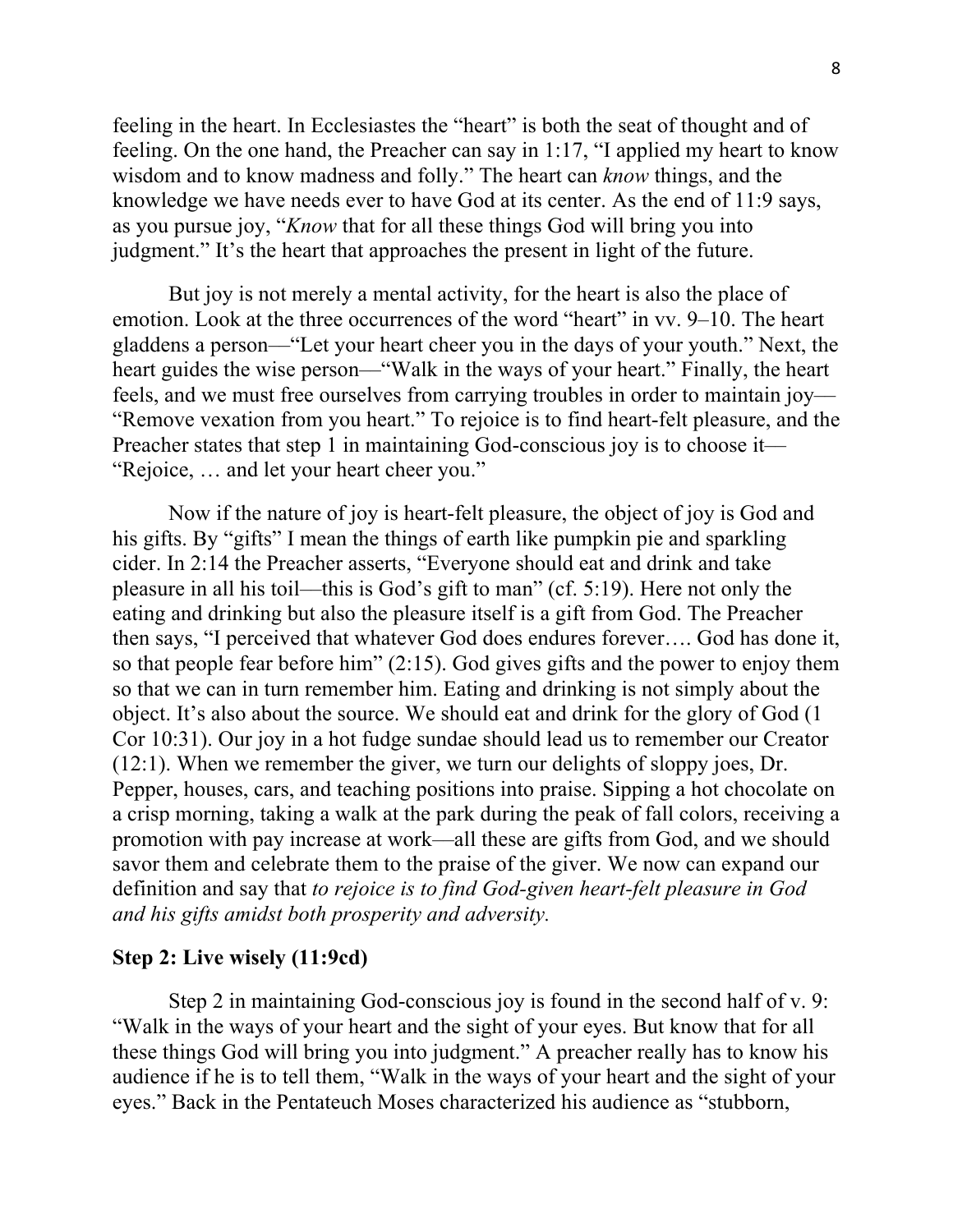feeling in the heart. In Ecclesiastes the "heart" is both the seat of thought and of feeling. On the one hand, the Preacher can say in 1:17, "I applied my heart to know wisdom and to know madness and folly." The heart can *know* things, and the knowledge we have needs ever to have God at its center. As the end of 11:9 says, as you pursue joy, "*Know* that for all these things God will bring you into judgment." It's the heart that approaches the present in light of the future.

But joy is not merely a mental activity, for the heart is also the place of emotion. Look at the three occurrences of the word "heart" in vv. 9–10. The heart gladdens a person—"Let your heart cheer you in the days of your youth." Next, the heart guides the wise person—"Walk in the ways of your heart." Finally, the heart feels, and we must free ourselves from carrying troubles in order to maintain joy—"Remove vexation from you heart." To rejoice is to find heart-felt pleasure, and the Preacher states that step 1 in maintaining God-conscious joy is to choose it—"Rejoice, … and let your heart cheer you."

Now if the nature of joy is heart-felt pleasure, the object of joy is God and his gifts. By "gifts" I mean the things of earth like pumpkin pie and sparkling cider. In 2:14 the Preacher asserts, "Everyone should eat and drink and take pleasure in all his toil—this is God's gift to man" (cf. 5:19). Here not only the eating and drinking but also the pleasure itself is a gift from God. The Preacher then says, "I perceived that whatever God does endures forever…. God has done it, so that people fear before him" (2:15). God gives gifts and the power to enjoy them so that we can in turn remember him. Eating and drinking is not simply about the object. It's also about the source. We should eat and drink for the glory of God (1 Cor 10:31). Our joy in a hot fudge sundae should lead us to remember our Creator (12:1). When we remember the giver, we turn our delights of sloppy joes, Dr. Pepper, houses, cars, and teaching positions into praise. Sipping a hot chocolate on a crisp morning, taking a walk at the park during the peak of fall colors, receiving a promotion with pay increase at work—all these are gifts from God, and we should savor them and celebrate them to the praise of the giver. We now can expand our definition and say that *to rejoice is to find God-given heart-felt pleasure in God and his gifts amidst both prosperity and adversity.*

**Step 2: Live wisely (11:9cd)**

Step 2 in maintaining God-conscious joy is found in the second half of v. 9: "Walk in the ways of your heart and the sight of your eyes. But know that for all these things God will bring you into judgment." A preacher really has to know his audience if he is to tell them, "Walk in the ways of your heart and the sight of your eyes." Back in the Pentateuch Moses characterized his audience as "stubborn,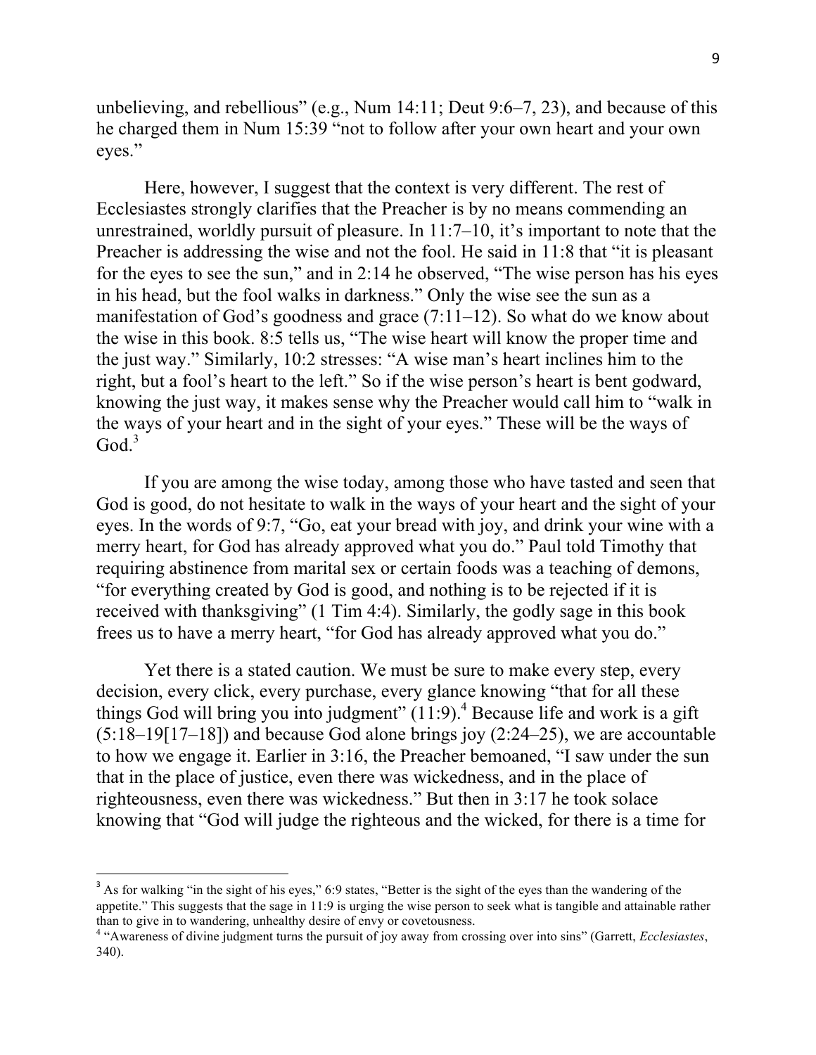unbelieving, and rebellious" (e.g., Num 14:11; Deut 9:6–7, 23), and because of this he charged them in Num 15:39 "not to follow after your own heart and your own eyes."

Here, however, I suggest that the context is very different. The rest of Ecclesiastes strongly clarifies that the Preacher is by no means commending an unrestrained, worldly pursuit of pleasure. In 11:7–10, it's important to note that the Preacher is addressing the wise and not the fool. He said in 11:8 that "it is pleasant for the eyes to see the sun," and in 2:14 he observed, "The wise person has his eyes in his head, but the fool walks in darkness." Only the wise see the sun as a manifestation of God's goodness and grace (7:11–12). So what do we know about the wise in this book. 8:5 tells us, "The wise heart will know the proper time and the just way." Similarly, 10:2 stresses: "A wise man's heart inclines him to the right, but a fool's heart to the left." So if the wise person's heart is bent godward, knowing the just way, it makes sense why the Preacher would call him to "walk in the ways of your heart and in the sight of your eyes." These will be the ways of God.[3]

If you are among the wise today, among those who have tasted and seen that God is good, do not hesitate to walk in the ways of your heart and the sight of your eyes. In the words of 9:7, "Go, eat your bread with joy, and drink your wine with a merry heart, for God has already approved what you do." Paul told Timothy that requiring abstinence from marital sex or certain foods was a teaching of demons, "for everything created by God is good, and nothing is to be rejected if it is received with thanksgiving" (1 Tim 4:4). Similarly, the godly sage in this book frees us to have a merry heart, "for God has already approved what you do."

Yet there is a stated caution. We must be sure to make every step, every decision, every click, every purchase, every glance knowing "that for all these things God will bring you into judgment" (11:9).[4] Because life and work is a gift (5:18–19[17–18]) and because God alone brings joy (2:24–25), we are accountable to how we engage it. Earlier in 3:16, the Preacher bemoaned, "I saw under the sun that in the place of justice, even there was wickedness, and in the place of righteousness, even there was wickedness." But then in 3:17 he took solace knowing that "God will judge the righteous and the wicked, for there is a time for

---

[3] As for walking "in the sight of his eyes," 6:9 states, "Better is the sight of the eyes than the wandering of the appetite." This suggests that the sage in 11:9 is urging the wise person to seek what is tangible and attainable rather than to give in to wandering, unhealthy desire of envy or covetousness.

[4] "Awareness of divine judgment turns the pursuit of joy away from crossing over into sins" (Garrett, *Ecclesiastes*, 340).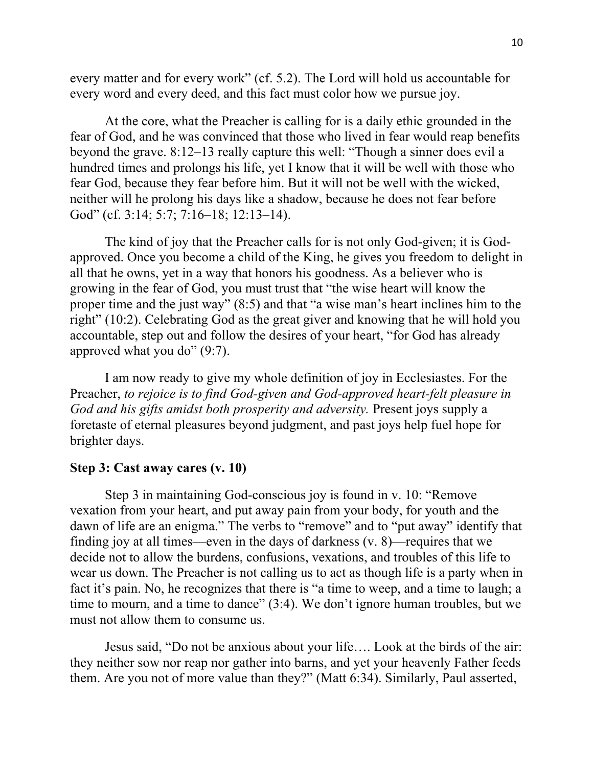every matter and for every work" (cf. 5.2). The Lord will hold us accountable for every word and every deed, and this fact must color how we pursue joy.

At the core, what the Preacher is calling for is a daily ethic grounded in the fear of God, and he was convinced that those who lived in fear would reap benefits beyond the grave. 8:12–13 really capture this well: "Though a sinner does evil a hundred times and prolongs his life, yet I know that it will be well with those who fear God, because they fear before him. But it will not be well with the wicked, neither will he prolong his days like a shadow, because he does not fear before God" (cf. 3:14; 5:7; 7:16–18; 12:13–14).

The kind of joy that the Preacher calls for is not only God-given; it is God-approved. Once you become a child of the King, he gives you freedom to delight in all that he owns, yet in a way that honors his goodness. As a believer who is growing in the fear of God, you must trust that "the wise heart will know the proper time and the just way" (8:5) and that "a wise man's heart inclines him to the right" (10:2). Celebrating God as the great giver and knowing that he will hold you accountable, step out and follow the desires of your heart, "for God has already approved what you do" (9:7).

I am now ready to give my whole definition of joy in Ecclesiastes. For the Preacher, *to rejoice is to find God-given and God-approved heart-felt pleasure in God and his gifts amidst both prosperity and adversity.* Present joys supply a foretaste of eternal pleasures beyond judgment, and past joys help fuel hope for brighter days.

**Step 3: Cast away cares (v. 10)**

Step 3 in maintaining God-conscious joy is found in v. 10: "Remove vexation from your heart, and put away pain from your body, for youth and the dawn of life are an enigma." The verbs to "remove" and to "put away" identify that finding joy at all times—even in the days of darkness (v. 8)—requires that we decide not to allow the burdens, confusions, vexations, and troubles of this life to wear us down. The Preacher is not calling us to act as though life is a party when in fact it's pain. No, he recognizes that there is "a time to weep, and a time to laugh; a time to mourn, and a time to dance" (3:4). We don't ignore human troubles, but we must not allow them to consume us.

Jesus said, "Do not be anxious about your life…. Look at the birds of the air: they neither sow nor reap nor gather into barns, and yet your heavenly Father feeds them. Are you not of more value than they?" (Matt 6:34). Similarly, Paul asserted,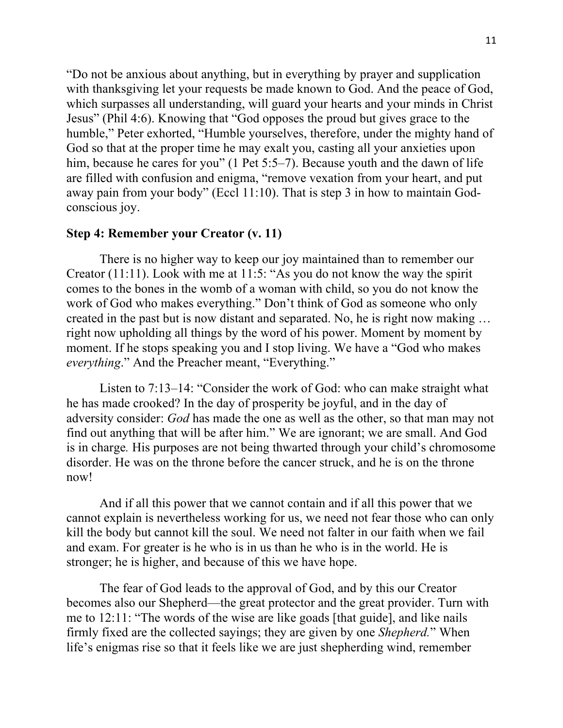"Do not be anxious about anything, but in everything by prayer and supplication with thanksgiving let your requests be made known to God. And the peace of God, which surpasses all understanding, will guard your hearts and your minds in Christ Jesus" (Phil 4:6). Knowing that "God opposes the proud but gives grace to the humble," Peter exhorted, "Humble yourselves, therefore, under the mighty hand of God so that at the proper time he may exalt you, casting all your anxieties upon him, because he cares for you" (1 Pet 5:5–7). Because youth and the dawn of life are filled with confusion and enigma, "remove vexation from your heart, and put away pain from your body" (Eccl 11:10). That is step 3 in how to maintain God-conscious joy.

**Step 4: Remember your Creator (v. 11)**

There is no higher way to keep our joy maintained than to remember our Creator (11:11). Look with me at 11:5: "As you do not know the way the spirit comes to the bones in the womb of a woman with child, so you do not know the work of God who makes everything." Don't think of God as someone who only created in the past but is now distant and separated. No, he is right now making … right now upholding all things by the word of his power. Moment by moment by moment. If he stops speaking you and I stop living. We have a "God who makes *everything*." And the Preacher meant, "Everything."

Listen to 7:13–14: "Consider the work of God: who can make straight what he has made crooked? In the day of prosperity be joyful, and in the day of adversity consider: *God* has made the one as well as the other, so that man may not find out anything that will be after him." We are ignorant; we are small. And God is in charge. His purposes are not being thwarted through your child's chromosome disorder. He was on the throne before the cancer struck, and he is on the throne now!

And if all this power that we cannot contain and if all this power that we cannot explain is nevertheless working for us, we need not fear those who can only kill the body but cannot kill the soul. We need not falter in our faith when we fail and exam. For greater is he who is in us than he who is in the world. He is stronger; he is higher, and because of this we have hope.

The fear of God leads to the approval of God, and by this our Creator becomes also our Shepherd—the great protector and the great provider. Turn with me to 12:11: "The words of the wise are like goads [that guide], and like nails firmly fixed are the collected sayings; they are given by one *Shepherd.*" When life's enigmas rise so that it feels like we are just shepherding wind, remember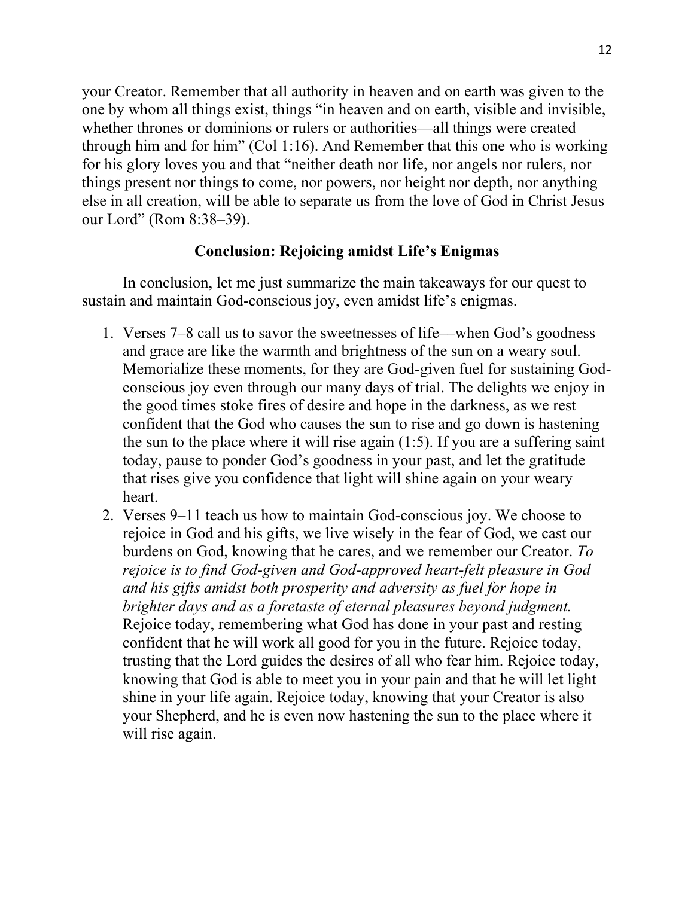your Creator. Remember that all authority in heaven and on earth was given to the one by whom all things exist, things "in heaven and on earth, visible and invisible, whether thrones or dominions or rulers or authorities—all things were created through him and for him" (Col 1:16). And Remember that this one who is working for his glory loves you and that "neither death nor life, nor angels nor rulers, nor things present nor things to come, nor powers, nor height nor depth, nor anything else in all creation, will be able to separate us from the love of God in Christ Jesus our Lord" (Rom 8:38–39).

## Conclusion: Rejoicing amidst Life's Enigmas

In conclusion, let me just summarize the main takeaways for our quest to sustain and maintain God-conscious joy, even amidst life's enigmas.

1. Verses 7–8 call us to savor the sweetnesses of life—when God's goodness and grace are like the warmth and brightness of the sun on a weary soul. Memorialize these moments, for they are God-given fuel for sustaining God-conscious joy even through our many days of trial. The delights we enjoy in the good times stoke fires of desire and hope in the darkness, as we rest confident that the God who causes the sun to rise and go down is hastening the sun to the place where it will rise again (1:5). If you are a suffering saint today, pause to ponder God's goodness in your past, and let the gratitude that rises give you confidence that light will shine again on your weary heart.
2. Verses 9–11 teach us how to maintain God-conscious joy. We choose to rejoice in God and his gifts, we live wisely in the fear of God, we cast our burdens on God, knowing that he cares, and we remember our Creator. *To rejoice is to find God-given and God-approved heart-felt pleasure in God and his gifts amidst both prosperity and adversity as fuel for hope in brighter days and as a foretaste of eternal pleasures beyond judgment.* Rejoice today, remembering what God has done in your past and resting confident that he will work all good for you in the future. Rejoice today, trusting that the Lord guides the desires of all who fear him. Rejoice today, knowing that God is able to meet you in your pain and that he will let light shine in your life again. Rejoice today, knowing that your Creator is also your Shepherd, and he is even now hastening the sun to the place where it will rise again.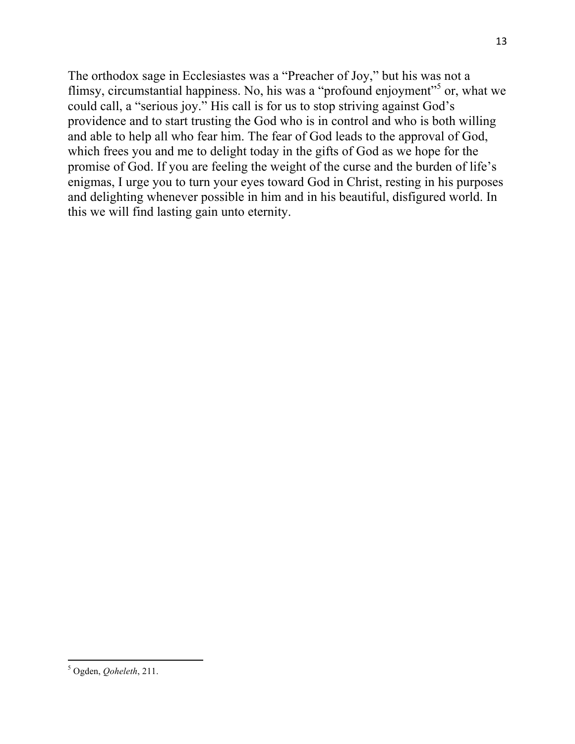The orthodox sage in Ecclesiastes was a "Preacher of Joy," but his was not a flimsy, circumstantial happiness. No, his was a "profound enjoyment"[5] or, what we could call, a "serious joy." His call is for us to stop striving against God's providence and to start trusting the God who is in control and who is both willing and able to help all who fear him. The fear of God leads to the approval of God, which frees you and me to delight today in the gifts of God as we hope for the promise of God. If you are feeling the weight of the curse and the burden of life's enigmas, I urge you to turn your eyes toward God in Christ, resting in his purposes and delighting whenever possible in him and in his beautiful, disfigured world. In this we will find lasting gain unto eternity.

---

[5] Ogden, *Qoheleth*, 211.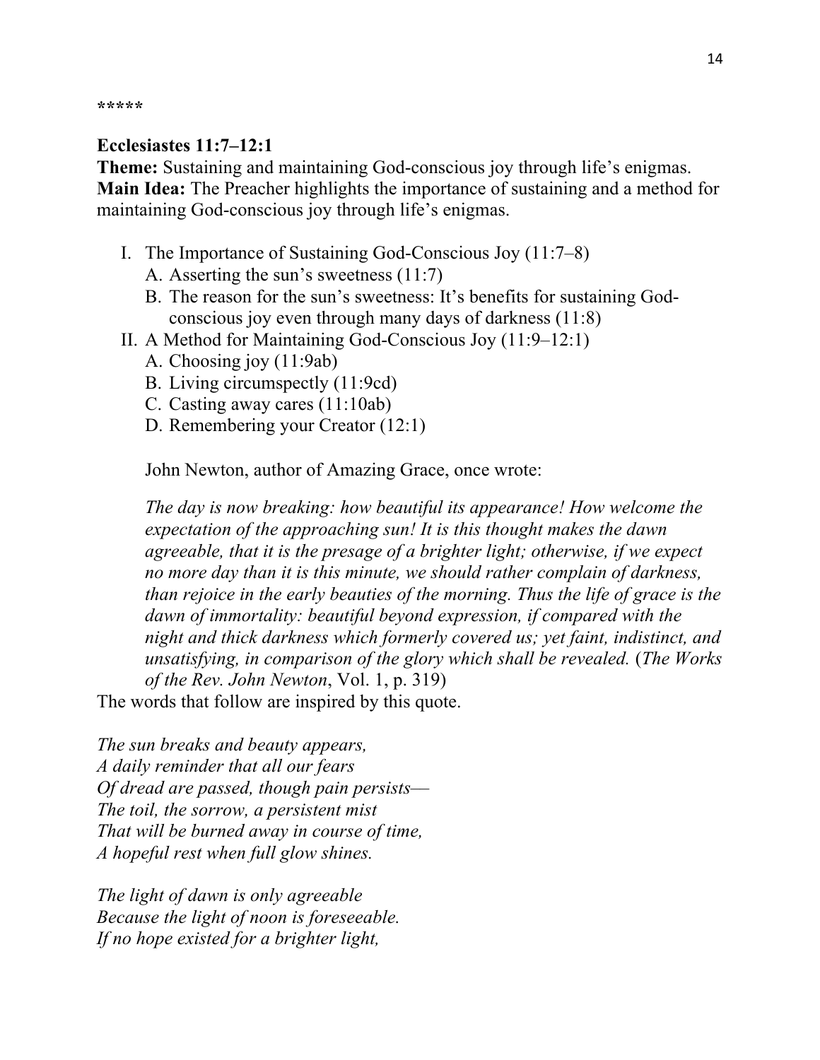*****

**Ecclesiastes 11:7–12:1**
**Theme:** Sustaining and maintaining God-conscious joy through life's enigmas.
**Main Idea:** The Preacher highlights the importance of sustaining and a method for maintaining God-conscious joy through life's enigmas.

I. The Importance of Sustaining God-Conscious Joy (11:7–8)
   A. Asserting the sun's sweetness (11:7)
   B. The reason for the sun's sweetness: It's benefits for sustaining God-conscious joy even through many days of darkness (11:8)
II. A Method for Maintaining God-Conscious Joy (11:9–12:1)
   A. Choosing joy (11:9ab)
   B. Living circumspectly (11:9cd)
   C. Casting away cares (11:10ab)
   D. Remembering your Creator (12:1)

John Newton, author of Amazing Grace, once wrote:

> *The day is now breaking: how beautiful its appearance! How welcome the expectation of the approaching sun! It is this thought makes the dawn agreeable, that it is the presage of a brighter light; otherwise, if we expect no more day than it is this minute, we should rather complain of darkness, than rejoice in the early beauties of the morning. Thus the life of grace is the dawn of immortality: beautiful beyond expression, if compared with the night and thick darkness which formerly covered us; yet faint, indistinct, and unsatisfying, in comparison of the glory which shall be revealed.* (*The Works of the Rev. John Newton*, Vol. 1, p. 319)

The words that follow are inspired by this quote.

*The sun breaks and beauty appears,*
*A daily reminder that all our fears*
*Of dread are passed, though pain persists—*
*The toil, the sorrow, a persistent mist*
*That will be burned away in course of time,*
*A hopeful rest when full glow shines.*

*The light of dawn is only agreeable*
*Because the light of noon is foreseeable.*
*If no hope existed for a brighter light,*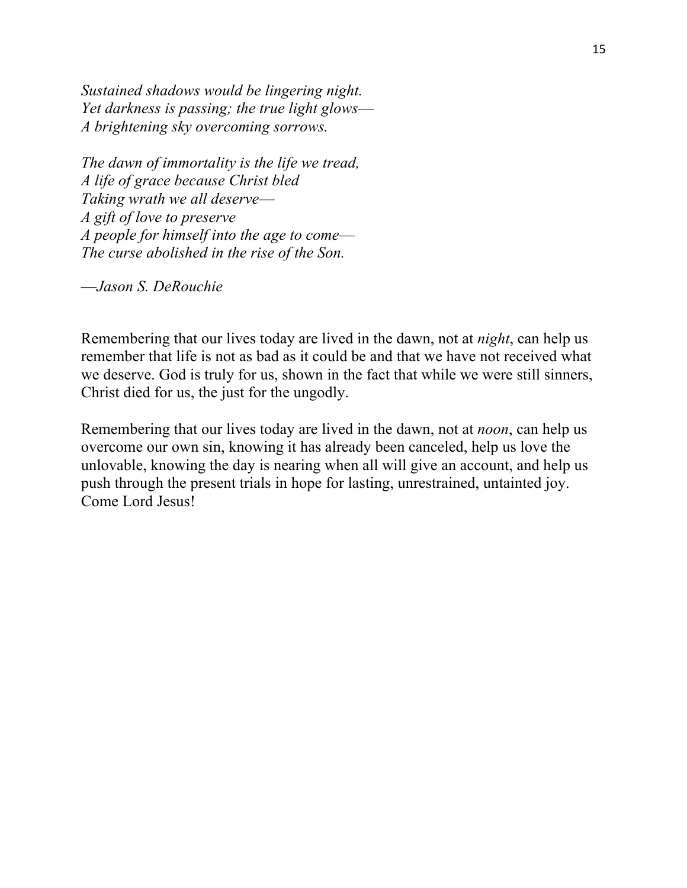*Sustained shadows would be lingering night.*  
*Yet darkness is passing; the true light glows—*  
*A brightening sky overcoming sorrows.*

*The dawn of immortality is the life we tread,*  
*A life of grace because Christ bled*  
*Taking wrath we all deserve—*  
*A gift of love to preserve*  
*A people for himself into the age to come—*  
*The curse abolished in the rise of the Son.*

*—Jason S. DeRouchie*

Remembering that our lives today are lived in the dawn, not at *night*, can help us remember that life is not as bad as it could be and that we have not received what we deserve. God is truly for us, shown in the fact that while we were still sinners, Christ died for us, the just for the ungodly.

Remembering that our lives today are lived in the dawn, not at *noon*, can help us overcome our own sin, knowing it has already been canceled, help us love the unlovable, knowing the day is nearing when all will give an account, and help us push through the present trials in hope for lasting, unrestrained, untainted joy. Come Lord Jesus!